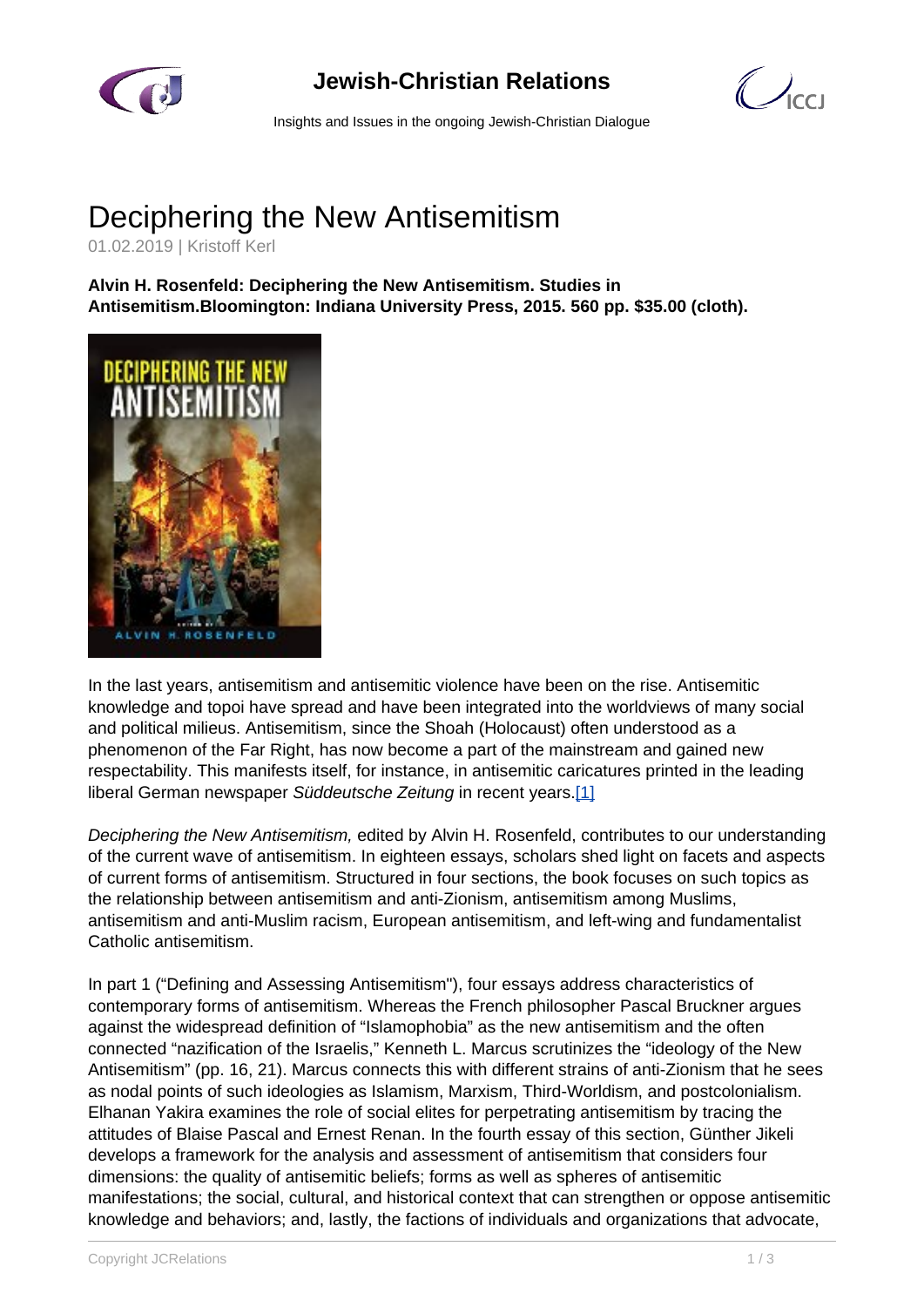# Deciphering the New Antisemitism

01.02.2019 | Kristoff Kerl

**Alvin H. Rosenfeld: Deciphering the New Antisemitism. Studies in Antisemitism.Bloomington: Indiana University Press, 2015. 560 pp. $35.00 (cloth).**

In the last years, antisemitism and antisemitic violence have been on the rise. Antisemitic knowledge and topoi have spread and have been integrated into the worldviews of many social and political milieus. Antisemitism, since the Shoah (Holocaust) often understood as a phenomenon of the Far Right, has now become a part of the mainstream and gained new respectability. This manifests itself, for instance, in antisemitic caricatures printed in the leading liberal German newspaper *Süddeutsche Zeitung* in recent years.[1]

*Deciphering the New Antisemitism,* edited by Alvin H. Rosenfeld, contributes to our understanding of the current wave of antisemitism. In eighteen essays, scholars shed light on facets and aspects of current forms of antisemitism. Structured in four sections, the book focuses on such topics as the relationship between antisemitism and anti-Zionism, antisemitism among Muslims, antisemitism and anti-Muslim racism, European antisemitism, and left-wing and fundamentalist Catholic antisemitism.

In part 1 ("Defining and Assessing Antisemitism"), four essays address characteristics of contemporary forms of antisemitism. Whereas the French philosopher Pascal Bruckner argues against the widespread definition of "Islamophobia" as the new antisemitism and the often connected "nazification of the Israelis," Kenneth L. Marcus scrutinizes the "ideology of the New Antisemitism" (pp. 16, 21). Marcus connects this with different strains of anti-Zionism that he sees as nodal points of such ideologies as Islamism, Marxism, Third-Worldism, and postcolonialism. Elhanan Yakira examines the role of social elites for perpetrating antisemitism by tracing the attitudes of Blaise Pascal and Ernest Renan. In the fourth essay of this section, Günther Jikeli develops a framework for the analysis and assessment of antisemitism that considers four dimensions: the quality of antisemitic beliefs; forms as well as spheres of antisemitic manifestations; the social, cultural, and historical context that can strengthen or oppose antisemitic knowledge and behaviors; and, lastly, the factions of individuals and organizations that advocate,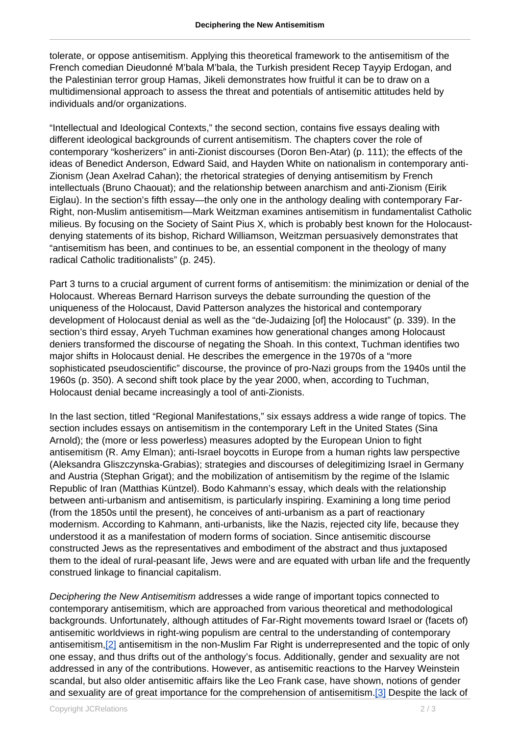tolerate, or oppose antisemitism. Applying this theoretical framework to the antisemitism of the French comedian Dieudonné M'bala M'bala, the Turkish president Recep Tayyip Erdogan, and the Palestinian terror group Hamas, Jikeli demonstrates how fruitful it can be to draw on a multidimensional approach to assess the threat and potentials of antisemitic attitudes held by individuals and/or organizations.

"Intellectual and Ideological Contexts," the second section, contains five essays dealing with different ideological backgrounds of current antisemitism. The chapters cover the role of contemporary "kosherizers" in anti-Zionist discourses (Doron Ben-Atar) (p. 111); the effects of the ideas of Benedict Anderson, Edward Said, and Hayden White on nationalism in contemporary anti-Zionism (Jean Axelrad Cahan); the rhetorical strategies of denying antisemitism by French intellectuals (Bruno Chaouat); and the relationship between anarchism and anti-Zionism (Eirik Eiglau). In the section's fifth essay—the only one in the anthology dealing with contemporary Far-Right, non-Muslim antisemitism—Mark Weitzman examines antisemitism in fundamentalist Catholic milieus. By focusing on the Society of Saint Pius X, which is probably best known for the Holocaust-denying statements of its bishop, Richard Williamson, Weitzman persuasively demonstrates that "antisemitism has been, and continues to be, an essential component in the theology of many radical Catholic traditionalists" (p. 245).

Part 3 turns to a crucial argument of current forms of antisemitism: the minimization or denial of the Holocaust. Whereas Bernard Harrison surveys the debate surrounding the question of the uniqueness of the Holocaust, David Patterson analyzes the historical and contemporary development of Holocaust denial as well as the "de-Judaizing [of] the Holocaust" (p. 339). In the section's third essay, Aryeh Tuchman examines how generational changes among Holocaust deniers transformed the discourse of negating the Shoah. In this context, Tuchman identifies two major shifts in Holocaust denial. He describes the emergence in the 1970s of a "more sophisticated pseudoscientific" discourse, the province of pro-Nazi groups from the 1940s until the 1960s (p. 350). A second shift took place by the year 2000, when, according to Tuchman, Holocaust denial became increasingly a tool of anti-Zionists.

In the last section, titled "Regional Manifestations," six essays address a wide range of topics. The section includes essays on antisemitism in the contemporary Left in the United States (Sina Arnold); the (more or less powerless) measures adopted by the European Union to fight antisemitism (R. Amy Elman); anti-Israel boycotts in Europe from a human rights law perspective (Aleksandra Gliszczynska-Grabias); strategies and discourses of delegitimizing Israel in Germany and Austria (Stephan Grigat); and the mobilization of antisemitism by the regime of the Islamic Republic of Iran (Matthias Küntzel). Bodo Kahmann's essay, which deals with the relationship between anti-urbanism and antisemitism, is particularly inspiring. Examining a long time period (from the 1850s until the present), he conceives of anti-urbanism as a part of reactionary modernism. According to Kahmann, anti-urbanists, like the Nazis, rejected city life, because they understood it as a manifestation of modern forms of sociation. Since antisemitic discourse constructed Jews as the representatives and embodiment of the abstract and thus juxtaposed them to the ideal of rural-peasant life, Jews were and are equated with urban life and the frequently construed linkage to financial capitalism.

*Deciphering the New Antisemitism* addresses a wide range of important topics connected to contemporary antisemitism, which are approached from various theoretical and methodological backgrounds. Unfortunately, although attitudes of Far-Right movements toward Israel or (facets of) antisemitic worldviews in right-wing populism are central to the understanding of contemporary antisemitism,[2] antisemitism in the non-Muslim Far Right is underrepresented and the topic of only one essay, and thus drifts out of the anthology's focus. Additionally, gender and sexuality are not addressed in any of the contributions. However, as antisemitic reactions to the Harvey Weinstein scandal, but also older antisemitic affairs like the Leo Frank case, have shown, notions of gender and sexuality are of great importance for the comprehension of antisemitism.[3] Despite the lack of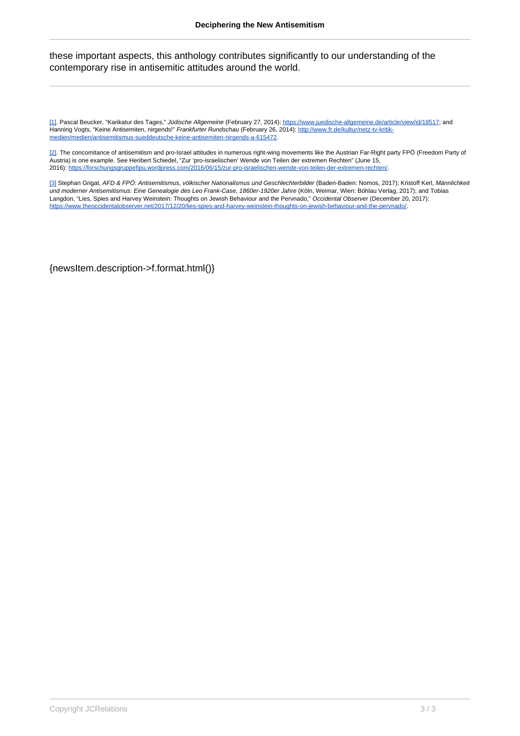these important aspects, this anthology contributes significantly to our understanding of the contemporary rise in antisemitic attitudes around the world.

---

[1]. Pascal Beucker, "Karikatur des Tages," *Jüdische Allgemeine* (February 27, 2014): https://www.juedische-allgemeine.de/article/view/id/18517; and Hanning Vogts, "Keine Antisemiten, nirgends!" *Frankfurter Rundschau* (February 26, 2014): http://www.fr.de/kultur/netz-tv-kritik-medien/medien/antisemitismus-sueddeutsche-keine-antisemiten-nirgends-a-615472.

[2]. The concomitance of antisemitism and pro-Israel attitudes in numerous right-wing movements like the Austrian Far-Right party FPÖ (Freedom Party of Austria) is one example. See Heribert Schiedel, "Zur 'pro-israelischen' Wende von Teilen der extremen Rechten" (June 15, 2016): https://forschungsgruppefipu.wordpress.com/2016/06/15/zur-pro-israelischen-wende-von-teilen-der-extremen-rechten/.

[3] Stephan Grigat, *AFD & FPÖ: Antisemitismus, völkischer Nationalismus und Geschlechterbilder* (Baden-Baden: Nomos, 2017); Kristoff Kerl, *Männlichkeit und moderner Antisemitismus: Eine Genealogie des Leo Frank-Case, 1860er-1920er Jahre* (Köln, Weimar, Wien: Böhlau Verlag, 2017); and Tobias Langdon, "Lies, Spies and Harvey Weinstein: Thoughts on Jewish Behaviour and the Pervnado," *Occidental Observer* (December 20, 2017): https://www.theoccidentalobserver.net/2017/12/20/lies-spies-and-harvey-weinstein-thoughts-on-jewish-behaviour-and-the-pervnado/.

{newsItem.description->f.format.html()}